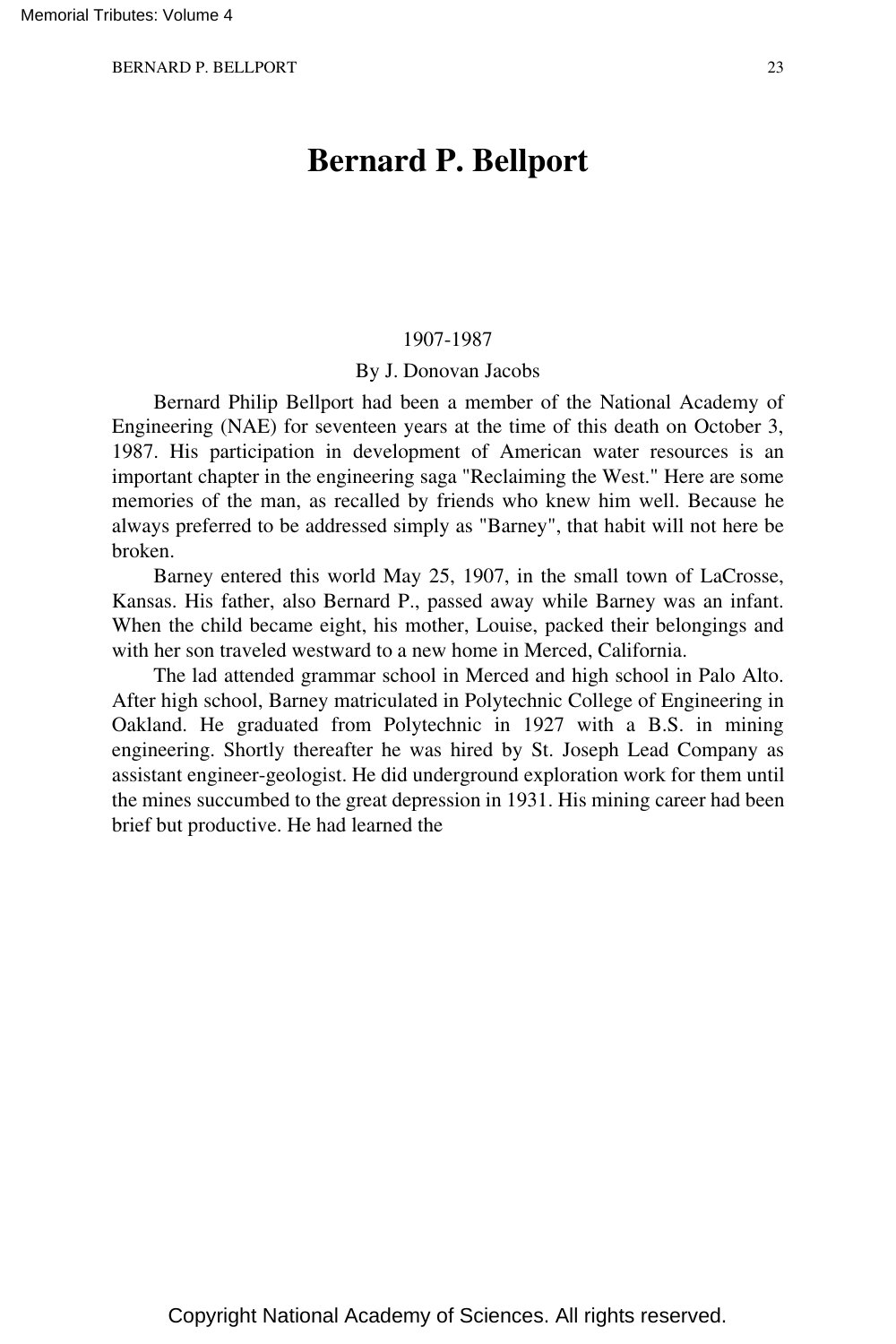# Bernard P. Bellport

1907-1987

By J. Donovan Jacobs

Bernard Philip Bellport had been a member of the National Academy of Engineering (NAE) for seventeen years at the time of this death on October 3, 1987. His participation in development of American water resources is an important chapter in the engineering saga "Reclaiming the West." Here are some memories of the man, as recalled by friends who knew him well. Because he always preferred to be addressed simply as "Barney", that habit will not here be broken.

Barney entered this world May 25, 1907, in the small town of LaCrosse, Kansas. His father, also Bernard P., passed away while Barney was an infant. When the child became eight, his mother, Louise, packed their belongings and with her son traveled westward to a new home in Merced, California.

The lad attended grammar school in Merced and high school in Palo Alto. After high school, Barney matriculated in Polytechnic College of Engineering in Oakland. He graduated from Polytechnic in 1927 with a B.S. in mining engineering. Shortly thereafter he was hired by St. Joseph Lead Company as assistant engineer-geologist. He did underground exploration work for them until the mines succumbed to the great depression in 1931. His mining career had been brief but productive. He had learned the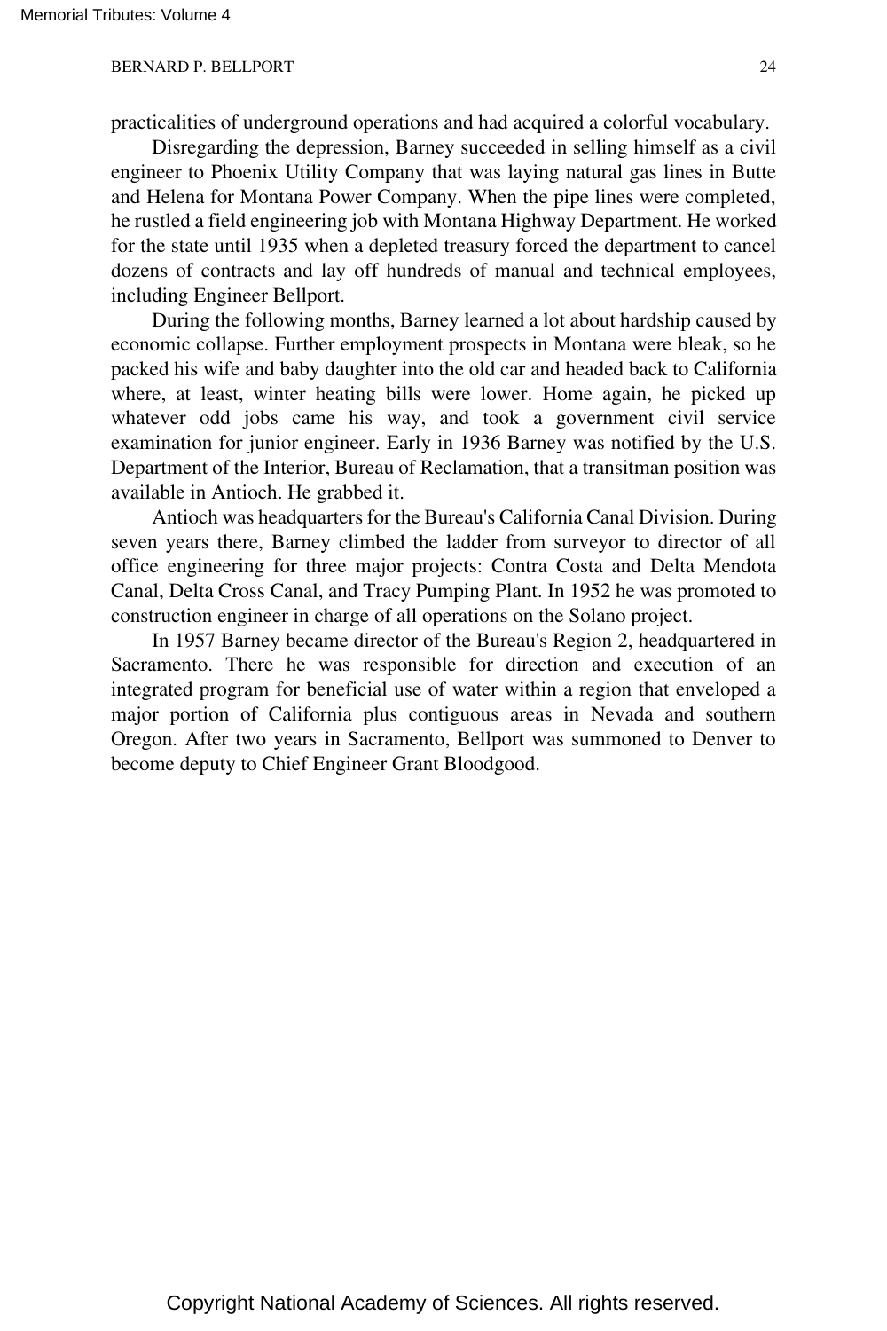practicalities of underground operations and had acquired a colorful vocabulary.

Disregarding the depression, Barney succeeded in selling himself as a civil engineer to Phoenix Utility Company that was laying natural gas lines in Butte and Helena for Montana Power Company. When the pipe lines were completed, he rustled a field engineering job with Montana Highway Department. He worked for the state until 1935 when a depleted treasury forced the department to cancel dozens of contracts and lay off hundreds of manual and technical employees, including Engineer Bellport.

During the following months, Barney learned a lot about hardship caused by economic collapse. Further employment prospects in Montana were bleak, so he packed his wife and baby daughter into the old car and headed back to California where, at least, winter heating bills were lower. Home again, he picked up whatever odd jobs came his way, and took a government civil service examination for junior engineer. Early in 1936 Barney was notified by the U.S. Department of the Interior, Bureau of Reclamation, that a transitman position was available in Antioch. He grabbed it.

Antioch was headquarters for the Bureau's California Canal Division. During seven years there, Barney climbed the ladder from surveyor to director of all office engineering for three major projects: Contra Costa and Delta Mendota Canal, Delta Cross Canal, and Tracy Pumping Plant. In 1952 he was promoted to construction engineer in charge of all operations on the Solano project.

In 1957 Barney became director of the Bureau's Region 2, headquartered in Sacramento. There he was responsible for direction and execution of an integrated program for beneficial use of water within a region that enveloped a major portion of California plus contiguous areas in Nevada and southern Oregon. After two years in Sacramento, Bellport was summoned to Denver to become deputy to Chief Engineer Grant Bloodgood.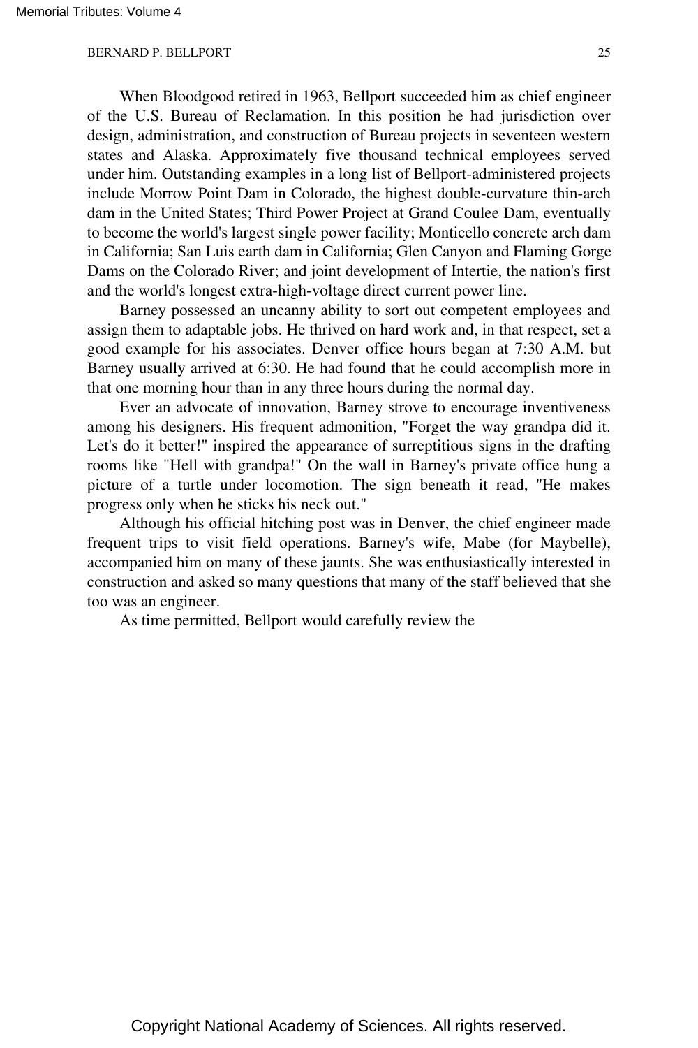When Bloodgood retired in 1963, Bellport succeeded him as chief engineer of the U.S. Bureau of Reclamation. In this position he had jurisdiction over design, administration, and construction of Bureau projects in seventeen western states and Alaska. Approximately five thousand technical employees served under him. Outstanding examples in a long list of Bellport-administered projects include Morrow Point Dam in Colorado, the highest double-curvature thin-arch dam in the United States; Third Power Project at Grand Coulee Dam, eventually to become the world's largest single power facility; Monticello concrete arch dam in California; San Luis earth dam in California; Glen Canyon and Flaming Gorge Dams on the Colorado River; and joint development of Intertie, the nation's first and the world's longest extra-high-voltage direct current power line.

Barney possessed an uncanny ability to sort out competent employees and assign them to adaptable jobs. He thrived on hard work and, in that respect, set a good example for his associates. Denver office hours began at 7:30 A.M. but Barney usually arrived at 6:30. He had found that he could accomplish more in that one morning hour than in any three hours during the normal day.

Ever an advocate of innovation, Barney strove to encourage inventiveness among his designers. His frequent admonition, "Forget the way grandpa did it. Let's do it better!" inspired the appearance of surreptitious signs in the drafting rooms like "Hell with grandpa!" On the wall in Barney's private office hung a picture of a turtle under locomotion. The sign beneath it read, "He makes progress only when he sticks his neck out."

Although his official hitching post was in Denver, the chief engineer made frequent trips to visit field operations. Barney's wife, Mabe (for Maybelle), accompanied him on many of these jaunts. She was enthusiastically interested in construction and asked so many questions that many of the staff believed that she too was an engineer.

As time permitted, Bellport would carefully review the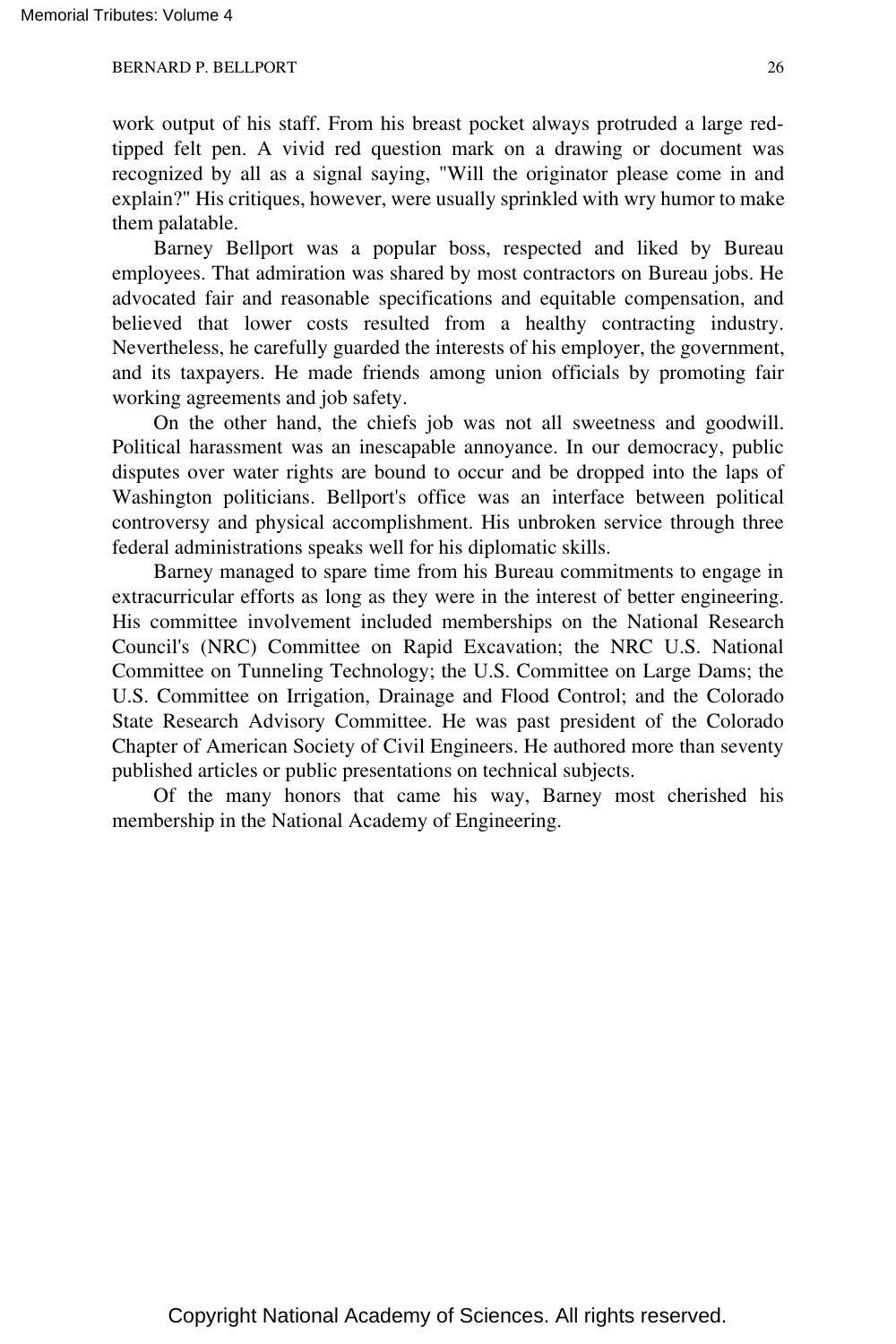work output of his staff. From his breast pocket always protruded a large red-tipped felt pen. A vivid red question mark on a drawing or document was recognized by all as a signal saying, "Will the originator please come in and explain?" His critiques, however, were usually sprinkled with wry humor to make them palatable.

Barney Bellport was a popular boss, respected and liked by Bureau employees. That admiration was shared by most contractors on Bureau jobs. He advocated fair and reasonable specifications and equitable compensation, and believed that lower costs resulted from a healthy contracting industry. Nevertheless, he carefully guarded the interests of his employer, the government, and its taxpayers. He made friends among union officials by promoting fair working agreements and job safety.

On the other hand, the chiefs job was not all sweetness and goodwill. Political harassment was an inescapable annoyance. In our democracy, public disputes over water rights are bound to occur and be dropped into the laps of Washington politicians. Bellport's office was an interface between political controversy and physical accomplishment. His unbroken service through three federal administrations speaks well for his diplomatic skills.

Barney managed to spare time from his Bureau commitments to engage in extracurricular efforts as long as they were in the interest of better engineering. His committee involvement included memberships on the National Research Council's (NRC) Committee on Rapid Excavation; the NRC U.S. National Committee on Tunneling Technology; the U.S. Committee on Large Dams; the U.S. Committee on Irrigation, Drainage and Flood Control; and the Colorado State Research Advisory Committee. He was past president of the Colorado Chapter of American Society of Civil Engineers. He authored more than seventy published articles or public presentations on technical subjects.

Of the many honors that came his way, Barney most cherished his membership in the National Academy of Engineering.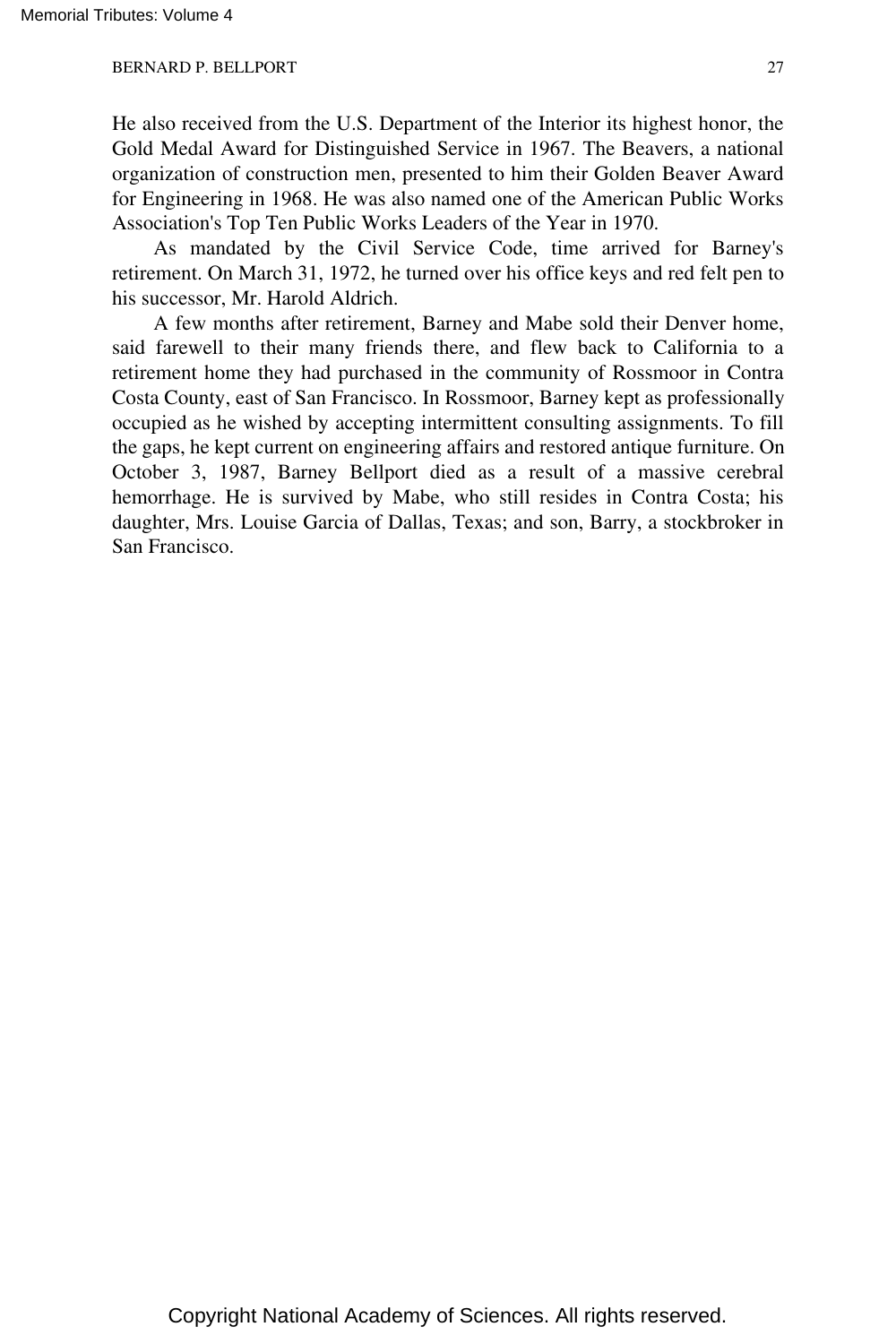He also received from the U.S. Department of the Interior its highest honor, the Gold Medal Award for Distinguished Service in 1967. The Beavers, a national organization of construction men, presented to him their Golden Beaver Award for Engineering in 1968. He was also named one of the American Public Works Association's Top Ten Public Works Leaders of the Year in 1970.

As mandated by the Civil Service Code, time arrived for Barney's retirement. On March 31, 1972, he turned over his office keys and red felt pen to his successor, Mr. Harold Aldrich.

A few months after retirement, Barney and Mabe sold their Denver home, said farewell to their many friends there, and flew back to California to a retirement home they had purchased in the community of Rossmoor in Contra Costa County, east of San Francisco. In Rossmoor, Barney kept as professionally occupied as he wished by accepting intermittent consulting assignments. To fill the gaps, he kept current on engineering affairs and restored antique furniture. On October 3, 1987, Barney Bellport died as a result of a massive cerebral hemorrhage. He is survived by Mabe, who still resides in Contra Costa; his daughter, Mrs. Louise Garcia of Dallas, Texas; and son, Barry, a stockbroker in San Francisco.